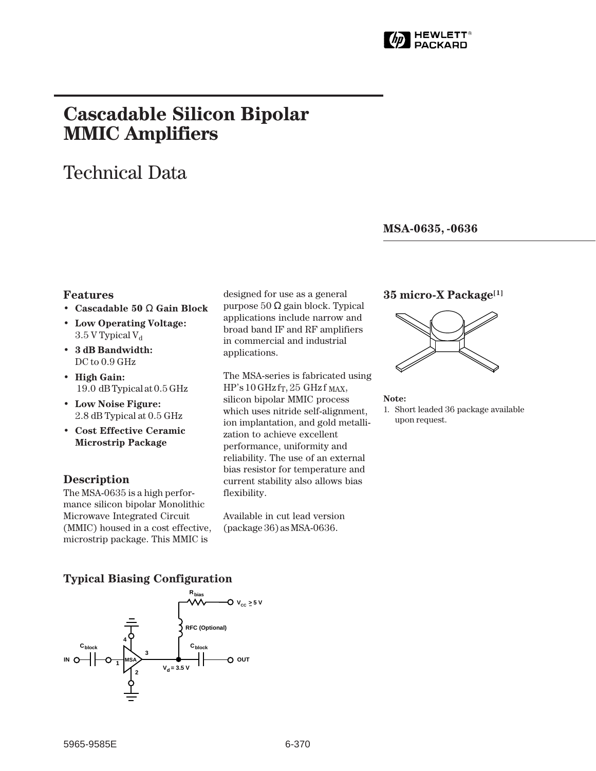HEWLETT PACKARD

# Cascadable Silicon Bipolar MMIC Amplifiers

## Technical Data

**MSA-0635, -0636**

### Features

- **Cascadable 50 Ω Gain Block**
- **Low Operating Voltage:** 3.5 V Typical $V_d$
- **3 dB Bandwidth:** DC to 0.9 GHz
- **High Gain:** 19.0 dB Typical at 0.5 GHz
- **Low Noise Figure:** 2.8 dB Typical at 0.5 GHz
- **Cost Effective Ceramic Microstrip Package**

### Description

The MSA-0635 is a high performance silicon bipolar Monolithic Microwave Integrated Circuit (MMIC) housed in a cost effective, microstrip package. This MMIC is designed for use as a general purpose 50 Ω gain block. Typical applications include narrow and broad band IF and RF amplifiers in commercial and industrial applications.

The MSA-series is fabricated using HP's 10 GHz $f_T$, 25 GHz $f_{MAX}$, silicon bipolar MMIC process which uses nitride self-alignment, ion implantation, and gold metallization to achieve excellent performance, uniformity and reliability. The use of an external bias resistor for temperature and current stability also allows bias flexibility.

Available in cut lead version (package 36) as MSA-0636.

### 35 micro-X Package[1]

**Note:**
1. Short leaded 36 package available upon request.

### Typical Biasing Configuration

$R_{bias}$, $V_{CC} \geq 5$ V, RFC (Optional), $C_{block}$, IN, OUT, MSA, $V_d = 3.5$ V

5965-9585E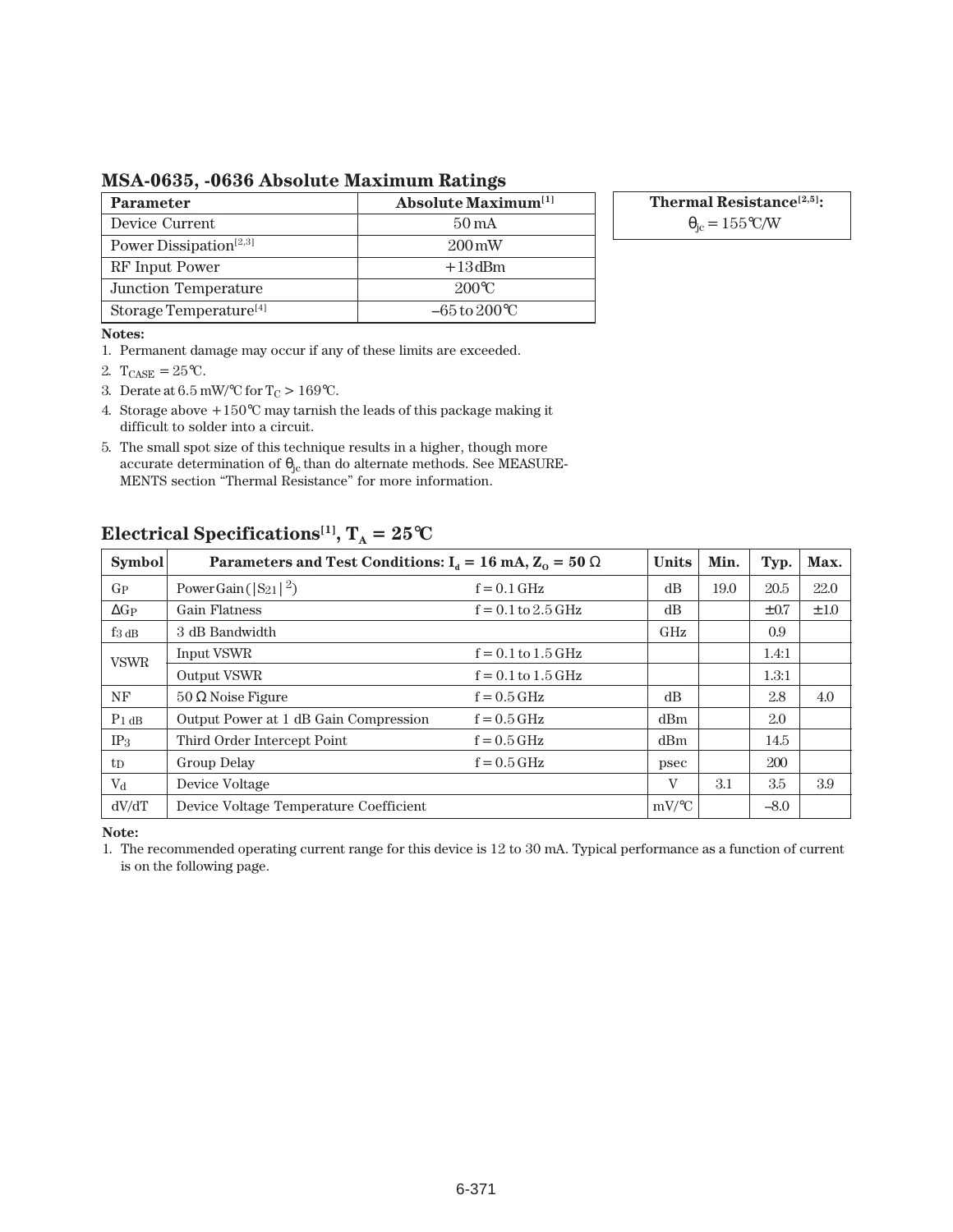## MSA-0635, -0636 Absolute Maximum Ratings

| Parameter | Absolute Maximum[1] |
|---|---|
| Device Current | 50 mA |
| Power Dissipation[2,3] | 200 mW |
| RF Input Power | +13 dBm |
| Junction Temperature | 200°C |
| Storage Temperature[4] | –65 to 200°C |

| Thermal Resistance[2,5]: |
|---|
| $\theta_{jc}$ = 155°C/W |

**Notes:**

1. Permanent damage may occur if any of these limits are exceeded.
2. $T_{CASE}$ = 25°C.
3. Derate at 6.5 mW/°C for $T_C$ > 169°C.
4. Storage above +150°C may tarnish the leads of this package making it difficult to solder into a circuit.
5. The small spot size of this technique results in a higher, though more accurate determination of $\theta_{jc}$ than do alternate methods. See MEASUREMENTS section "Thermal Resistance" for more information.

## Electrical Specifications[1], $T_A$ = 25°C

| Symbol | Parameters and Test Conditions: $I_d$ = 16 mA, $Z_O$ = 50 Ω | | Units | Min. | Typ. | Max. |
|---|---|---|---|---|---|---|
| $G_P$ | Power Gain ($\|S_{21}\|^2$) | f = 0.1 GHz | dB | 19.0 | 20.5 | 22.0 |
| $\Delta G_P$ | Gain Flatness | f = 0.1 to 2.5 GHz | dB | | ±0.7 | ±1.0 |
| $f_{3\text{ dB}}$ | 3 dB Bandwidth | | GHz | | 0.9 | |
| VSWR | Input VSWR | f = 0.1 to 1.5 GHz | | | 1.4:1 | |
| | Output VSWR | f = 0.1 to 1.5 GHz | | | 1.3:1 | |
| NF | 50 Ω Noise Figure | f = 0.5 GHz | dB | | 2.8 | 4.0 |
| $P_{1\text{ dB}}$ | Output Power at 1 dB Gain Compression | f = 0.5 GHz | dBm | | 2.0 | |
| $IP_3$ | Third Order Intercept Point | f = 0.5 GHz | dBm | | 14.5 | |
| $t_D$ | Group Delay | f = 0.5 GHz | psec | | 200 | |
| $V_d$ | Device Voltage | | V | 3.1 | 3.5 | 3.9 |
| dV/dT | Device Voltage Temperature Coefficient | | mV/°C | | –8.0 | |

**Note:**

1. The recommended operating current range for this device is 12 to 30 mA. Typical performance as a function of current is on the following page.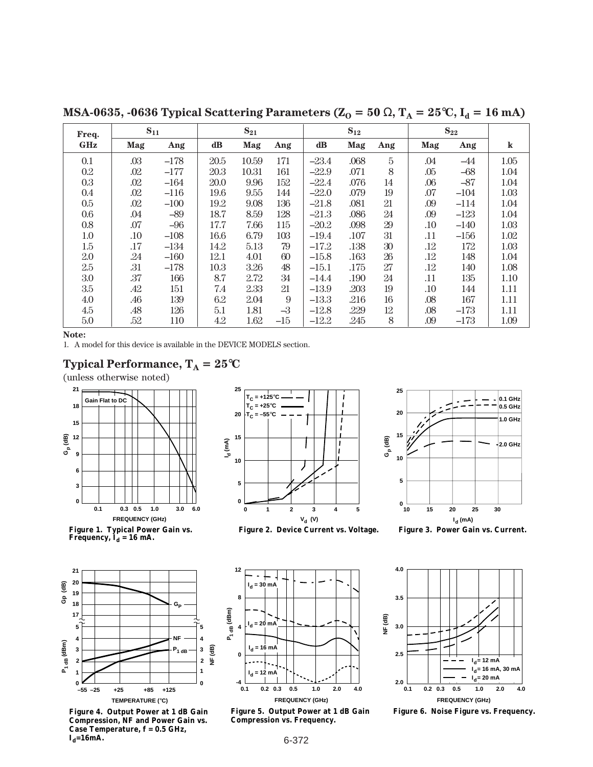## MSA-0635, -0636 Typical Scattering Parameters ($Z_O = 50\ \Omega$, $T_A = 25°C$, $I_d = 16$ mA)

| Freq. | $S_{11}$ | | $S_{21}$ | | | $S_{12}$ | | | $S_{22}$ | | |
|---|---|---|---|---|---|---|---|---|---|---|---|
| GHz | Mag | Ang | dB | Mag | Ang | dB | Mag | Ang | Mag | Ang | k |
| 0.1 | .03 | –178 | 20.5 | 10.59 | 171 | –23.4 | .068 | 5 | .04 | –44 | 1.05 |
| 0.2 | .02 | –177 | 20.3 | 10.31 | 161 | –22.9 | .071 | 8 | .05 | –68 | 1.04 |
| 0.3 | .02 | –164 | 20.0 | 9.96 | 152 | –22.4 | .076 | 14 | .06 | –87 | 1.04 |
| 0.4 | .02 | –116 | 19.6 | 9.55 | 144 | –22.0 | .079 | 19 | .07 | –104 | 1.03 |
| 0.5 | .02 | –100 | 19.2 | 9.08 | 136 | –21.8 | .081 | 21 | .09 | –114 | 1.04 |
| 0.6 | .04 | –89 | 18.7 | 8.59 | 128 | –21.3 | .086 | 24 | .09 | –123 | 1.04 |
| 0.8 | .07 | –96 | 17.7 | 7.66 | 115 | –20.2 | .098 | 29 | .10 | –140 | 1.03 |
| 1.0 | .10 | –108 | 16.6 | 6.79 | 103 | –19.4 | .107 | 31 | .11 | –156 | 1.02 |
| 1.5 | .17 | –134 | 14.2 | 5.13 | 79 | –17.2 | .138 | 30 | .12 | 172 | 1.03 |
| 2.0 | .24 | –160 | 12.1 | 4.01 | 60 | –15.8 | .163 | 26 | .12 | 148 | 1.04 |
| 2.5 | .31 | –178 | 10.3 | 3.26 | 48 | –15.1 | .175 | 27 | .12 | 140 | 1.08 |
| 3.0 | .37 | 166 | 8.7 | 2.72 | 34 | –14.4 | .190 | 24 | .11 | 135 | 1.10 |
| 3.5 | .42 | 151 | 7.4 | 2.33 | 21 | –13.9 | .203 | 19 | .10 | 144 | 1.11 |
| 4.0 | .46 | 139 | 6.2 | 2.04 | 9 | –13.3 | .216 | 16 | .08 | 167 | 1.11 |
| 4.5 | .48 | 126 | 5.1 | 1.81 | –3 | –12.8 | .229 | 12 | .08 | –173 | 1.11 |
| 5.0 | .52 | 110 | 4.2 | 1.62 | –15 | –12.2 | .245 | 8 | .09 | –173 | 1.09 |

**Note:**

1. A model for this device is available in the DEVICE MODELS section.

## Typical Performance, $T_A = 25°C$

(unless otherwise noted)

**Figure 1. Typical Power Gain vs. Frequency, $I_d$ = 16 mA.**

**Figure 2. Device Current vs. Voltage.**

**Figure 3. Power Gain vs. Current.**

**Figure 4. Output Power at 1 dB Gain Compression, NF and Power Gain vs. Case Temperature, f = 0.5 GHz, $I_d$=16mA.**

**Figure 5. Output Power at 1 dB Gain Compression vs. Frequency.**

**Figure 6. Noise Figure vs. Frequency.**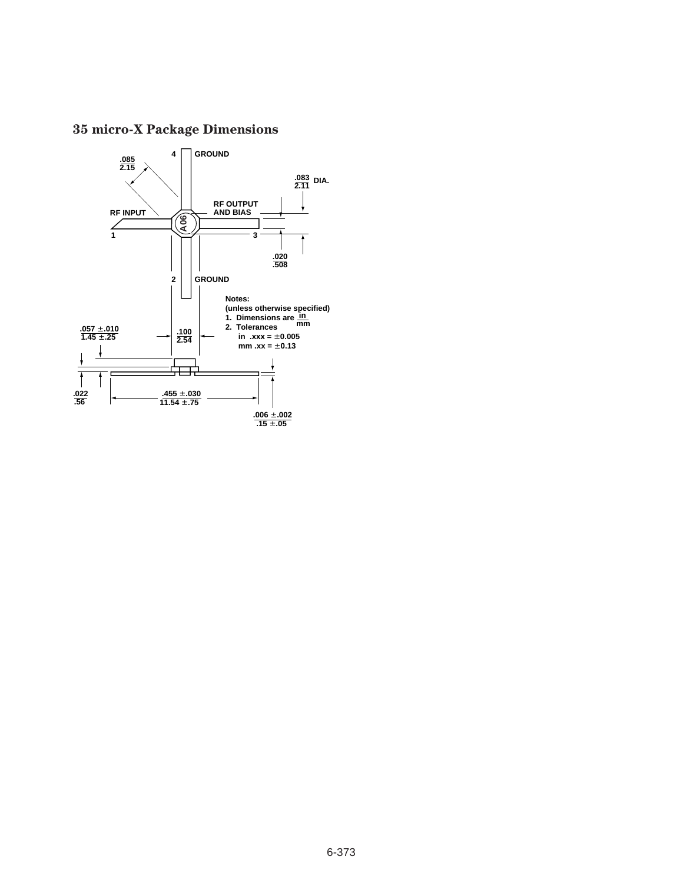## 35 micro-X Package Dimensions

4 GROUND

.085
2.15

.083
2.11 DIA.

RF OUTPUT
AND BIAS

RF INPUT

A06

1

3

.020
.508

2 GROUND

Notes:
(unless otherwise specified)
1. Dimensions are in/mm
2. Tolerances
in .xxx = ±0.005
mm .xx = ±0.13

.057 ±.010
1.45 ±.25

.100
2.54

.022
.56

.455 ±.030
11.54 ±.75

.006 ±.002
.15 ±.05